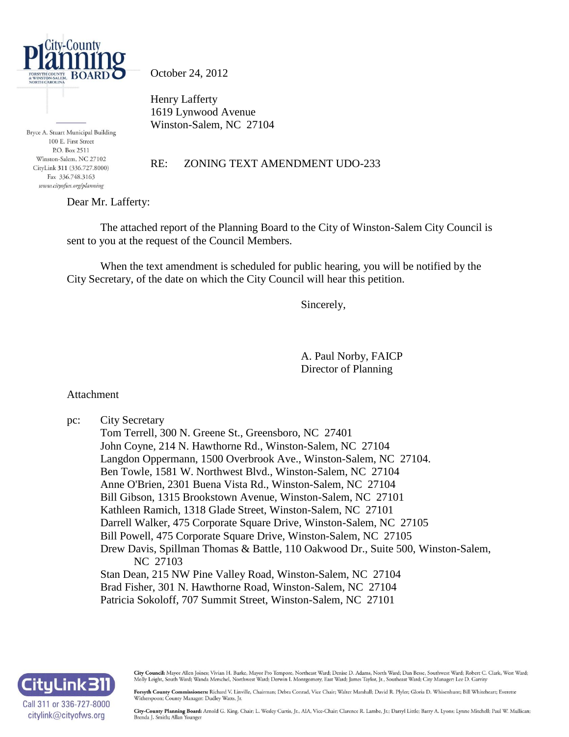City-County Planning Board
Forsyth County & Winston-Salem, North Carolina

Bryce A. Stuart Municipal Building
100 E. First Street
P.O. Box 2511
Winston-Salem, NC 27102
CityLink 311 (336.727.8000)
Fax 336.748.3163
*www.cityofws.org/planning*

October 24, 2012

Henry Lafferty
1619 Lynwood Avenue
Winston-Salem, NC 27104

RE: ZONING TEXT AMENDMENT UDO-233

Dear Mr. Lafferty:

The attached report of the Planning Board to the City of Winston-Salem City Council is sent to you at the request of the Council Members.

When the text amendment is scheduled for public hearing, you will be notified by the City Secretary, of the date on which the City Council will hear this petition.

Sincerely,

A. Paul Norby, FAICP
Director of Planning

Attachment

pc: City Secretary
Tom Terrell, 300 N. Greene St., Greensboro, NC 27401
John Coyne, 214 N. Hawthorne Rd., Winston-Salem, NC 27104
Langdon Oppermann, 1500 Overbrook Ave., Winston-Salem, NC 27104.
Ben Towle, 1581 W. Northwest Blvd., Winston-Salem, NC 27104
Anne O'Brien, 2301 Buena Vista Rd., Winston-Salem, NC 27104
Bill Gibson, 1315 Brookstown Avenue, Winston-Salem, NC 27101
Kathleen Ramich, 1318 Glade Street, Winston-Salem, NC 27101
Darrell Walker, 475 Corporate Square Drive, Winston-Salem, NC 27105
Bill Powell, 475 Corporate Square Drive, Winston-Salem, NC 27105
Drew Davis, Spillman Thomas & Battle, 110 Oakwood Dr., Suite 500, Winston-Salem, NC 27103
Stan Dean, 215 NW Pine Valley Road, Winston-Salem, NC 27104
Brad Fisher, 301 N. Hawthorne Road, Winston-Salem, NC 27104
Patricia Sokoloff, 707 Summit Street, Winston-Salem, NC 27101

CityLink 311
Call 311 or 336-727-8000
citylink@cityofws.org

**City Council:** Mayor Allen Joines; Vivian H. Burke, Mayor Pro Tempore, Northeast Ward; Denise D. Adams, North Ward; Dan Besse, Southwest Ward; Robert C. Clark, West Ward; Molly Leight, South Ward; Wanda Merschel, Northwest Ward; Derwin L. Montgomery, East Ward; James Taylor, Jr., Southeast Ward; City Manager: Lee D. Garrity

**Forsyth County Commissioners:** Richard V. Linville, Chairman; Debra Conrad, Vice Chair; Walter Marshall; David R. Plyler; Gloria D. Whisenhunt; Bill Whiteheart; Everette Witherspoon; County Manager: Dudley Watts, Jr.

**City-County Planning Board:** Arnold G. King, Chair; L. Wesley Curtis, Jr., AIA, Vice-Chair; Clarence R. Lambe, Jr.; Darryl Little; Barry A. Lyons; Lynne Mitchell; Paul W. Mullican; Brenda J. Smith; Allan Younger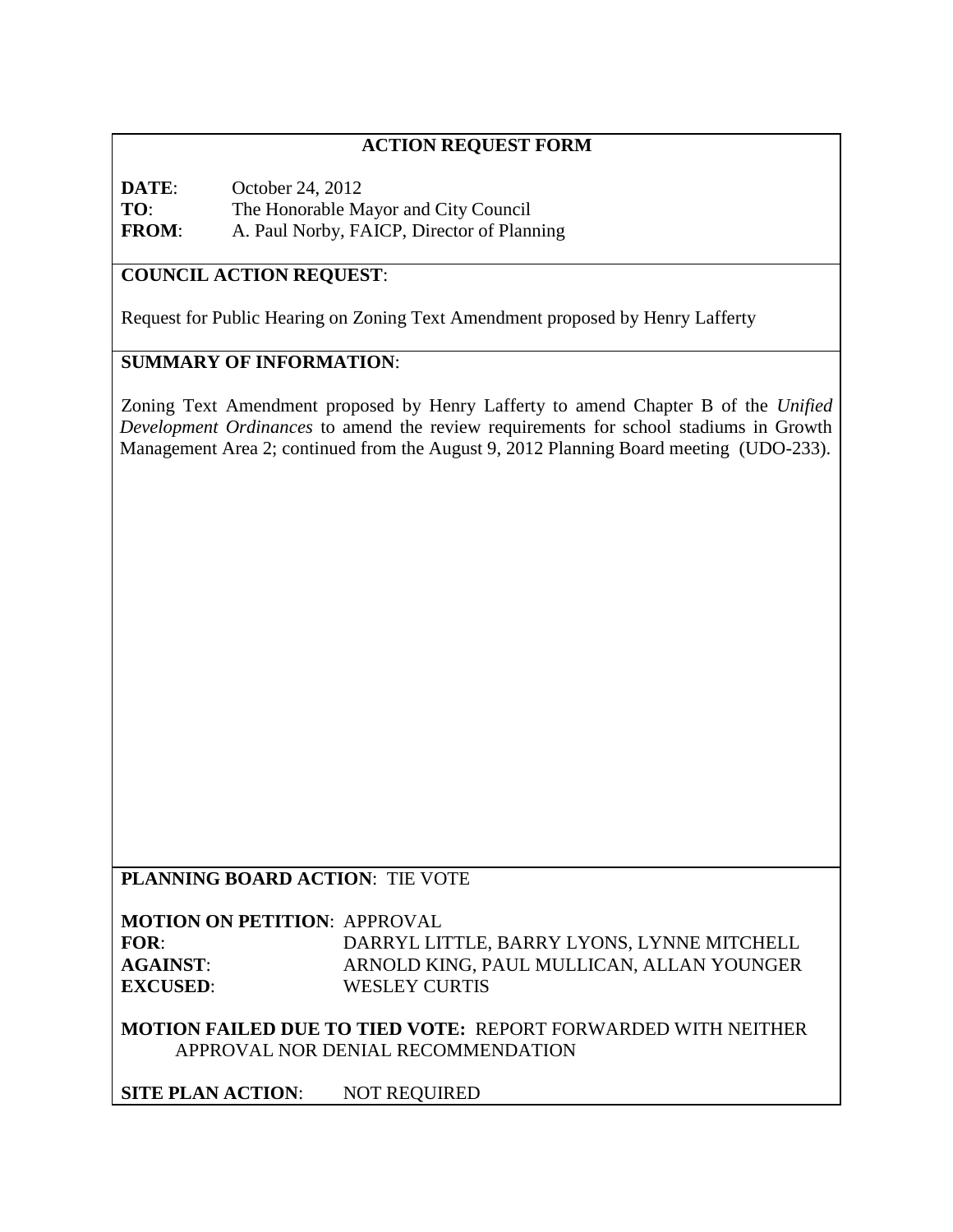## ACTION REQUEST FORM

**DATE**: October 24, 2012
**TO**: The Honorable Mayor and City Council
**FROM**: A. Paul Norby, FAICP, Director of Planning

**COUNCIL ACTION REQUEST**:

Request for Public Hearing on Zoning Text Amendment proposed by Henry Lafferty

**SUMMARY OF INFORMATION**:

Zoning Text Amendment proposed by Henry Lafferty to amend Chapter B of the *Unified Development Ordinances* to amend the review requirements for school stadiums in Growth Management Area 2; continued from the August 9, 2012 Planning Board meeting (UDO-233).

**PLANNING BOARD ACTION**: TIE VOTE

**MOTION ON PETITION**: APPROVAL
**FOR**: DARRYL LITTLE, BARRY LYONS, LYNNE MITCHELL
**AGAINST**: ARNOLD KING, PAUL MULLICAN, ALLAN YOUNGER
**EXCUSED**: WESLEY CURTIS

**MOTION FAILED DUE TO TIED VOTE:** REPORT FORWARDED WITH NEITHER APPROVAL NOR DENIAL RECOMMENDATION

**SITE PLAN ACTION**: NOT REQUIRED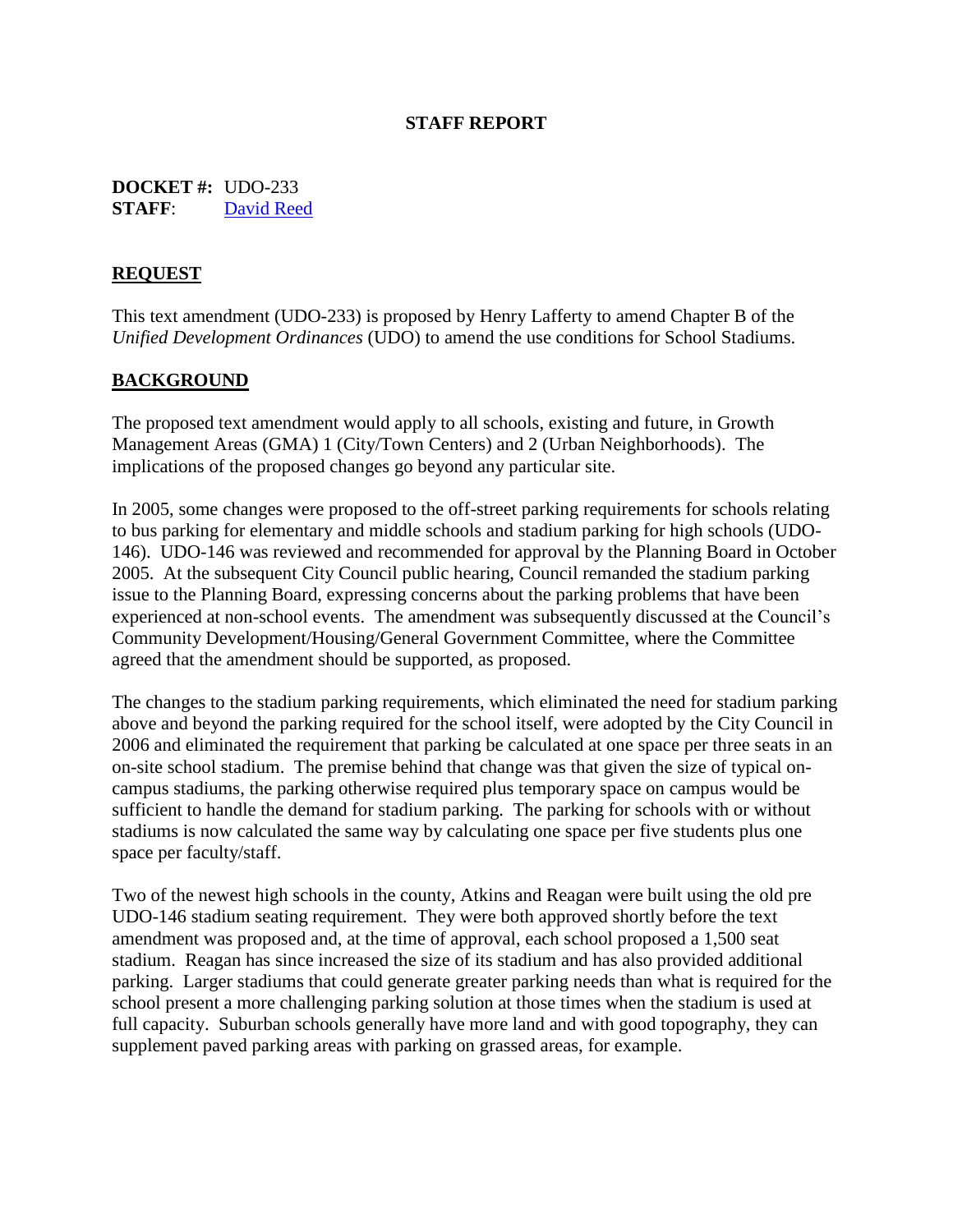# STAFF REPORT

**DOCKET #:** UDO-233
**STAFF**: David Reed

## REQUEST

This text amendment (UDO-233) is proposed by Henry Lafferty to amend Chapter B of the *Unified Development Ordinances* (UDO) to amend the use conditions for School Stadiums.

## BACKGROUND

The proposed text amendment would apply to all schools, existing and future, in Growth Management Areas (GMA) 1 (City/Town Centers) and 2 (Urban Neighborhoods). The implications of the proposed changes go beyond any particular site.

In 2005, some changes were proposed to the off-street parking requirements for schools relating to bus parking for elementary and middle schools and stadium parking for high schools (UDO-146). UDO-146 was reviewed and recommended for approval by the Planning Board in October 2005. At the subsequent City Council public hearing, Council remanded the stadium parking issue to the Planning Board, expressing concerns about the parking problems that have been experienced at non-school events. The amendment was subsequently discussed at the Council's Community Development/Housing/General Government Committee, where the Committee agreed that the amendment should be supported, as proposed.

The changes to the stadium parking requirements, which eliminated the need for stadium parking above and beyond the parking required for the school itself, were adopted by the City Council in 2006 and eliminated the requirement that parking be calculated at one space per three seats in an on-site school stadium. The premise behind that change was that given the size of typical on-campus stadiums, the parking otherwise required plus temporary space on campus would be sufficient to handle the demand for stadium parking. The parking for schools with or without stadiums is now calculated the same way by calculating one space per five students plus one space per faculty/staff.

Two of the newest high schools in the county, Atkins and Reagan were built using the old pre UDO-146 stadium seating requirement. They were both approved shortly before the text amendment was proposed and, at the time of approval, each school proposed a 1,500 seat stadium. Reagan has since increased the size of its stadium and has also provided additional parking. Larger stadiums that could generate greater parking needs than what is required for the school present a more challenging parking solution at those times when the stadium is used at full capacity. Suburban schools generally have more land and with good topography, they can supplement paved parking areas with parking on grassed areas, for example.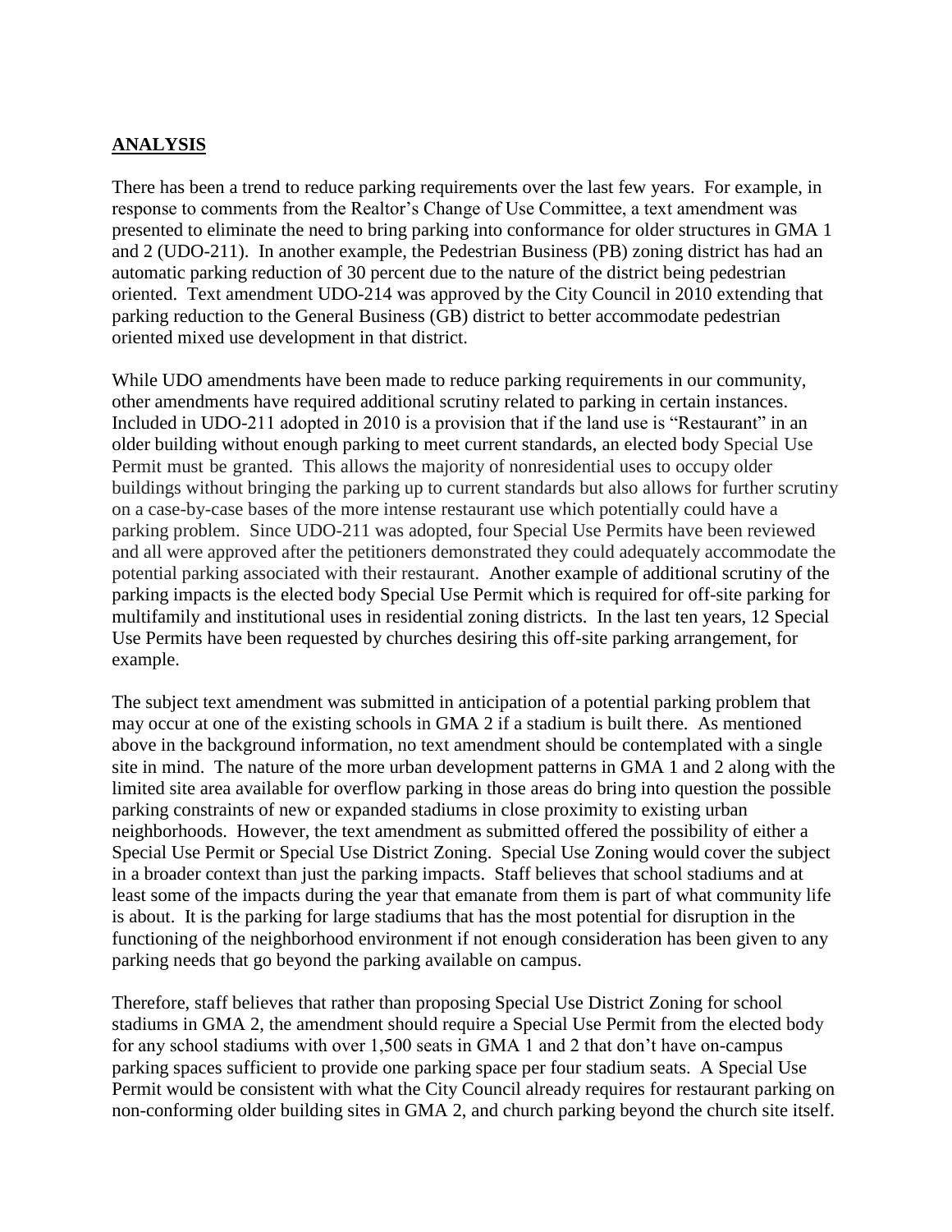## **ANALYSIS**

There has been a trend to reduce parking requirements over the last few years. For example, in response to comments from the Realtor's Change of Use Committee, a text amendment was presented to eliminate the need to bring parking into conformance for older structures in GMA 1 and 2 (UDO-211). In another example, the Pedestrian Business (PB) zoning district has had an automatic parking reduction of 30 percent due to the nature of the district being pedestrian oriented. Text amendment UDO-214 was approved by the City Council in 2010 extending that parking reduction to the General Business (GB) district to better accommodate pedestrian oriented mixed use development in that district.

While UDO amendments have been made to reduce parking requirements in our community, other amendments have required additional scrutiny related to parking in certain instances. Included in UDO-211 adopted in 2010 is a provision that if the land use is "Restaurant" in an older building without enough parking to meet current standards, an elected body Special Use Permit must be granted. This allows the majority of nonresidential uses to occupy older buildings without bringing the parking up to current standards but also allows for further scrutiny on a case-by-case bases of the more intense restaurant use which potentially could have a parking problem. Since UDO-211 was adopted, four Special Use Permits have been reviewed and all were approved after the petitioners demonstrated they could adequately accommodate the potential parking associated with their restaurant. Another example of additional scrutiny of the parking impacts is the elected body Special Use Permit which is required for off-site parking for multifamily and institutional uses in residential zoning districts. In the last ten years, 12 Special Use Permits have been requested by churches desiring this off-site parking arrangement, for example.

The subject text amendment was submitted in anticipation of a potential parking problem that may occur at one of the existing schools in GMA 2 if a stadium is built there. As mentioned above in the background information, no text amendment should be contemplated with a single site in mind. The nature of the more urban development patterns in GMA 1 and 2 along with the limited site area available for overflow parking in those areas do bring into question the possible parking constraints of new or expanded stadiums in close proximity to existing urban neighborhoods. However, the text amendment as submitted offered the possibility of either a Special Use Permit or Special Use District Zoning. Special Use Zoning would cover the subject in a broader context than just the parking impacts. Staff believes that school stadiums and at least some of the impacts during the year that emanate from them is part of what community life is about. It is the parking for large stadiums that has the most potential for disruption in the functioning of the neighborhood environment if not enough consideration has been given to any parking needs that go beyond the parking available on campus.

Therefore, staff believes that rather than proposing Special Use District Zoning for school stadiums in GMA 2, the amendment should require a Special Use Permit from the elected body for any school stadiums with over 1,500 seats in GMA 1 and 2 that don't have on-campus parking spaces sufficient to provide one parking space per four stadium seats. A Special Use Permit would be consistent with what the City Council already requires for restaurant parking on non-conforming older building sites in GMA 2, and church parking beyond the church site itself.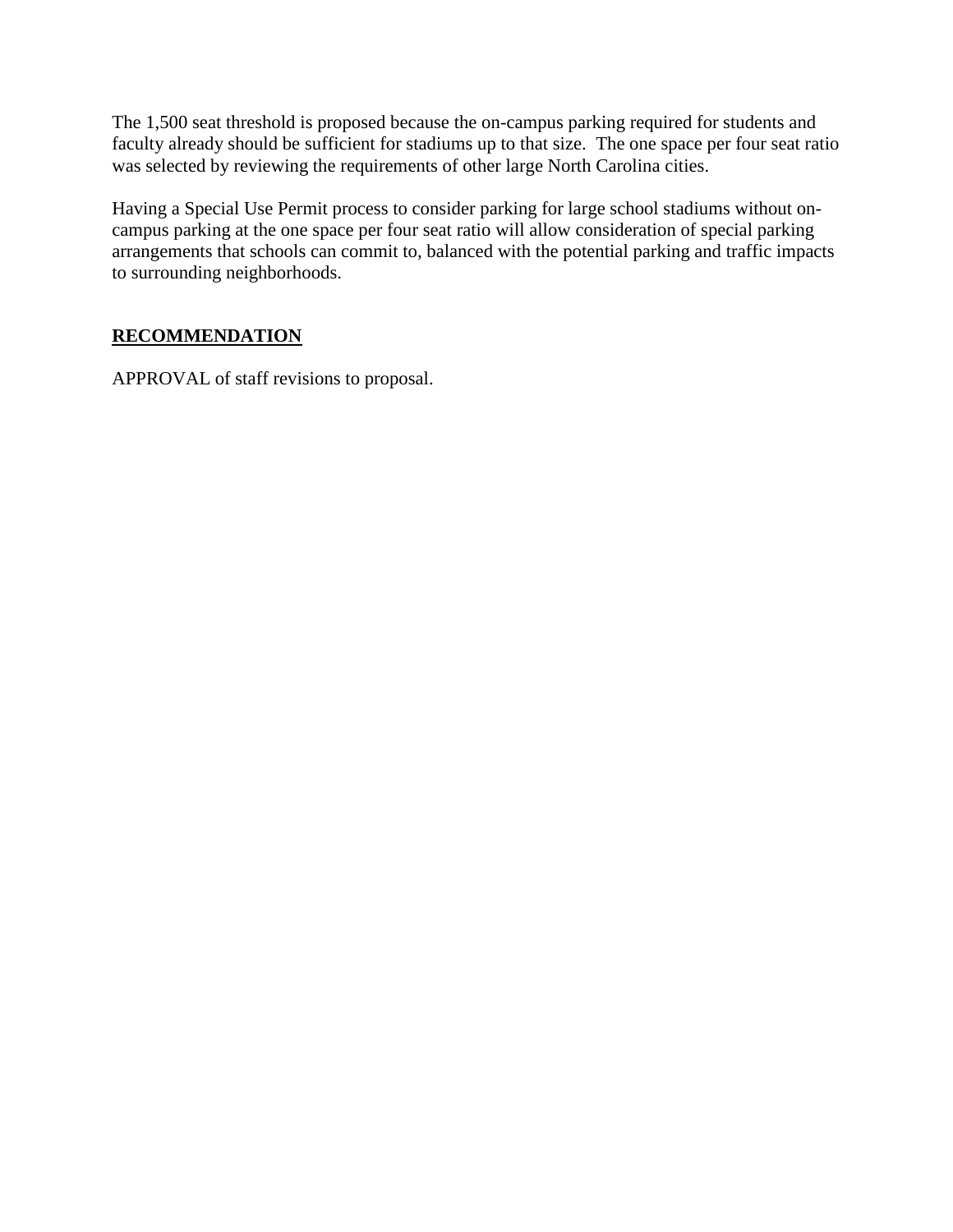The 1,500 seat threshold is proposed because the on-campus parking required for students and faculty already should be sufficient for stadiums up to that size. The one space per four seat ratio was selected by reviewing the requirements of other large North Carolina cities.

Having a Special Use Permit process to consider parking for large school stadiums without on-campus parking at the one space per four seat ratio will allow consideration of special parking arrangements that schools can commit to, balanced with the potential parking and traffic impacts to surrounding neighborhoods.

## **RECOMMENDATION**

APPROVAL of staff revisions to proposal.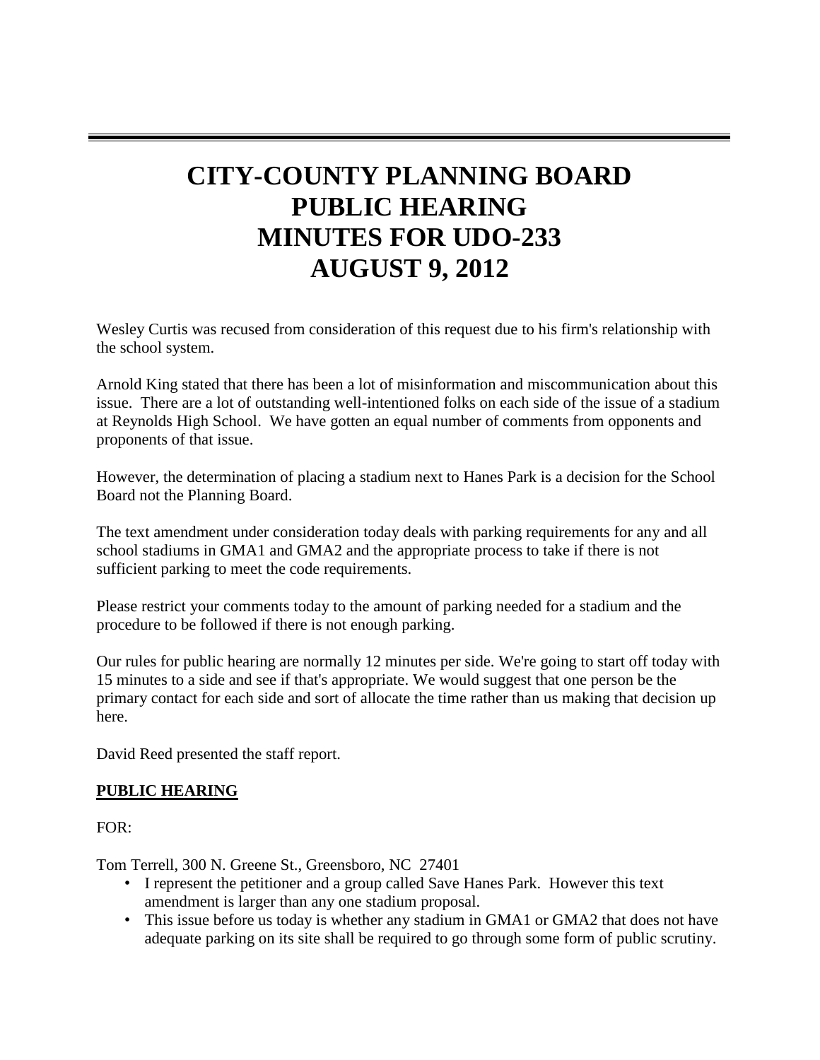# CITY-COUNTY PLANNING BOARD PUBLIC HEARING MINUTES FOR UDO-233 AUGUST 9, 2012

Wesley Curtis was recused from consideration of this request due to his firm's relationship with the school system.

Arnold King stated that there has been a lot of misinformation and miscommunication about this issue. There are a lot of outstanding well-intentioned folks on each side of the issue of a stadium at Reynolds High School. We have gotten an equal number of comments from opponents and proponents of that issue.

However, the determination of placing a stadium next to Hanes Park is a decision for the School Board not the Planning Board.

The text amendment under consideration today deals with parking requirements for any and all school stadiums in GMA1 and GMA2 and the appropriate process to take if there is not sufficient parking to meet the code requirements.

Please restrict your comments today to the amount of parking needed for a stadium and the procedure to be followed if there is not enough parking.

Our rules for public hearing are normally 12 minutes per side. We're going to start off today with 15 minutes to a side and see if that's appropriate. We would suggest that one person be the primary contact for each side and sort of allocate the time rather than us making that decision up here.

David Reed presented the staff report.

**PUBLIC HEARING**

FOR:

Tom Terrell, 300 N. Greene St., Greensboro, NC 27401

- I represent the petitioner and a group called Save Hanes Park. However this text amendment is larger than any one stadium proposal.
- This issue before us today is whether any stadium in GMA1 or GMA2 that does not have adequate parking on its site shall be required to go through some form of public scrutiny.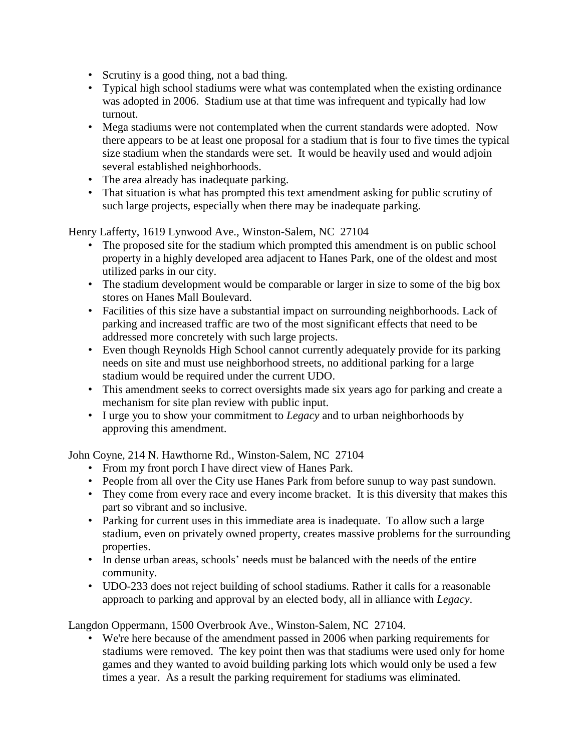- Scrutiny is a good thing, not a bad thing.
- Typical high school stadiums were what was contemplated when the existing ordinance was adopted in 2006. Stadium use at that time was infrequent and typically had low turnout.
- Mega stadiums were not contemplated when the current standards were adopted. Now there appears to be at least one proposal for a stadium that is four to five times the typical size stadium when the standards were set. It would be heavily used and would adjoin several established neighborhoods.
- The area already has inadequate parking.
- That situation is what has prompted this text amendment asking for public scrutiny of such large projects, especially when there may be inadequate parking.

Henry Lafferty, 1619 Lynwood Ave., Winston-Salem, NC 27104

- The proposed site for the stadium which prompted this amendment is on public school property in a highly developed area adjacent to Hanes Park, one of the oldest and most utilized parks in our city.
- The stadium development would be comparable or larger in size to some of the big box stores on Hanes Mall Boulevard.
- Facilities of this size have a substantial impact on surrounding neighborhoods. Lack of parking and increased traffic are two of the most significant effects that need to be addressed more concretely with such large projects.
- Even though Reynolds High School cannot currently adequately provide for its parking needs on site and must use neighborhood streets, no additional parking for a large stadium would be required under the current UDO.
- This amendment seeks to correct oversights made six years ago for parking and create a mechanism for site plan review with public input.
- I urge you to show your commitment to *Legacy* and to urban neighborhoods by approving this amendment.

John Coyne, 214 N. Hawthorne Rd., Winston-Salem, NC 27104

- From my front porch I have direct view of Hanes Park.
- People from all over the City use Hanes Park from before sunup to way past sundown.
- They come from every race and every income bracket. It is this diversity that makes this part so vibrant and so inclusive.
- Parking for current uses in this immediate area is inadequate. To allow such a large stadium, even on privately owned property, creates massive problems for the surrounding properties.
- In dense urban areas, schools' needs must be balanced with the needs of the entire community.
- UDO-233 does not reject building of school stadiums. Rather it calls for a reasonable approach to parking and approval by an elected body, all in alliance with *Legacy*.

Langdon Oppermann, 1500 Overbrook Ave., Winston-Salem, NC 27104.

- We're here because of the amendment passed in 2006 when parking requirements for stadiums were removed. The key point then was that stadiums were used only for home games and they wanted to avoid building parking lots which would only be used a few times a year. As a result the parking requirement for stadiums was eliminated.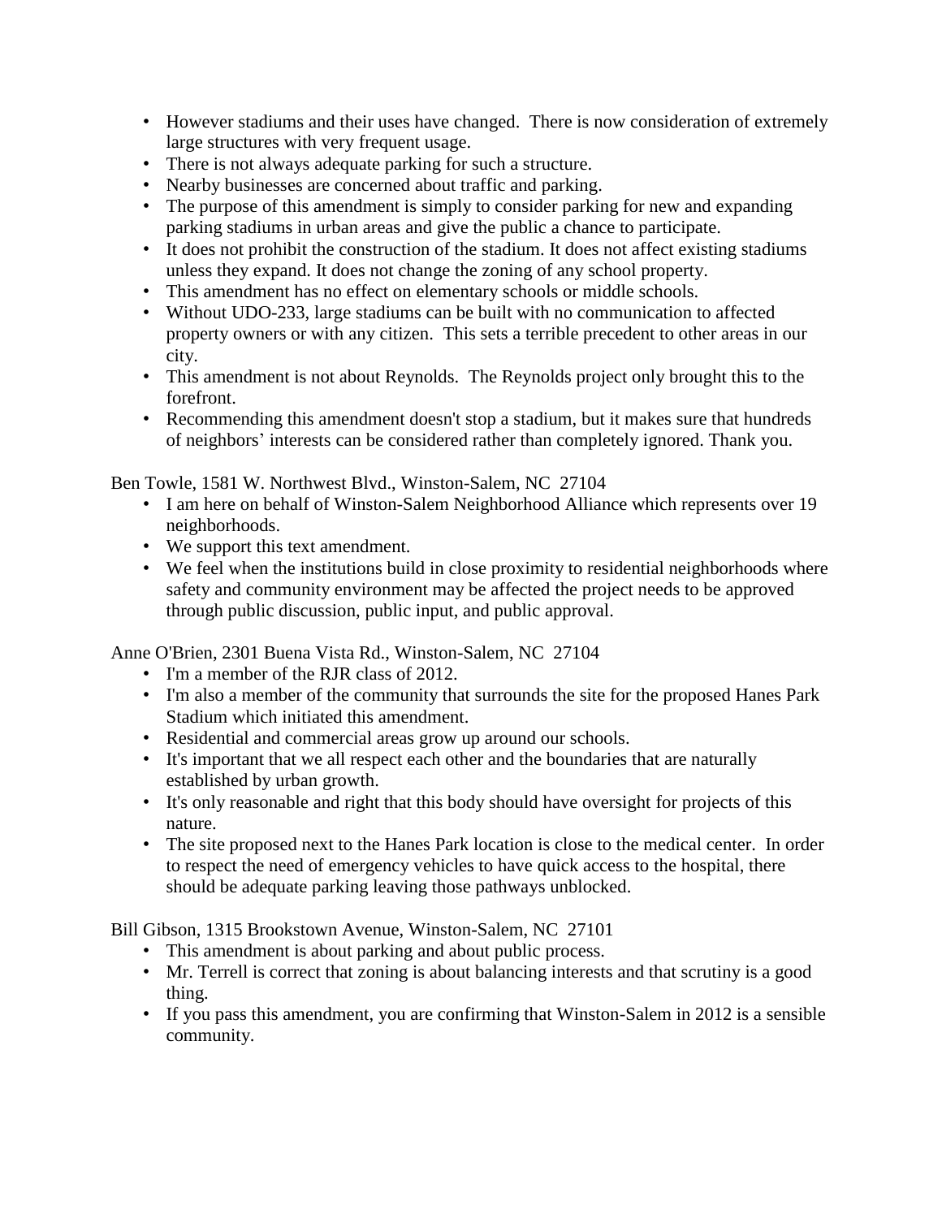- However stadiums and their uses have changed. There is now consideration of extremely large structures with very frequent usage.
- There is not always adequate parking for such a structure.
- Nearby businesses are concerned about traffic and parking.
- The purpose of this amendment is simply to consider parking for new and expanding parking stadiums in urban areas and give the public a chance to participate.
- It does not prohibit the construction of the stadium. It does not affect existing stadiums unless they expand. It does not change the zoning of any school property.
- This amendment has no effect on elementary schools or middle schools.
- Without UDO-233, large stadiums can be built with no communication to affected property owners or with any citizen. This sets a terrible precedent to other areas in our city.
- This amendment is not about Reynolds. The Reynolds project only brought this to the forefront.
- Recommending this amendment doesn't stop a stadium, but it makes sure that hundreds of neighbors' interests can be considered rather than completely ignored. Thank you.

Ben Towle, 1581 W. Northwest Blvd., Winston-Salem, NC 27104

- I am here on behalf of Winston-Salem Neighborhood Alliance which represents over 19 neighborhoods.
- We support this text amendment.
- We feel when the institutions build in close proximity to residential neighborhoods where safety and community environment may be affected the project needs to be approved through public discussion, public input, and public approval.

Anne O'Brien, 2301 Buena Vista Rd., Winston-Salem, NC 27104

- I'm a member of the RJR class of 2012.
- I'm also a member of the community that surrounds the site for the proposed Hanes Park Stadium which initiated this amendment.
- Residential and commercial areas grow up around our schools.
- It's important that we all respect each other and the boundaries that are naturally established by urban growth.
- It's only reasonable and right that this body should have oversight for projects of this nature.
- The site proposed next to the Hanes Park location is close to the medical center. In order to respect the need of emergency vehicles to have quick access to the hospital, there should be adequate parking leaving those pathways unblocked.

Bill Gibson, 1315 Brookstown Avenue, Winston-Salem, NC 27101

- This amendment is about parking and about public process.
- Mr. Terrell is correct that zoning is about balancing interests and that scrutiny is a good thing.
- If you pass this amendment, you are confirming that Winston-Salem in 2012 is a sensible community.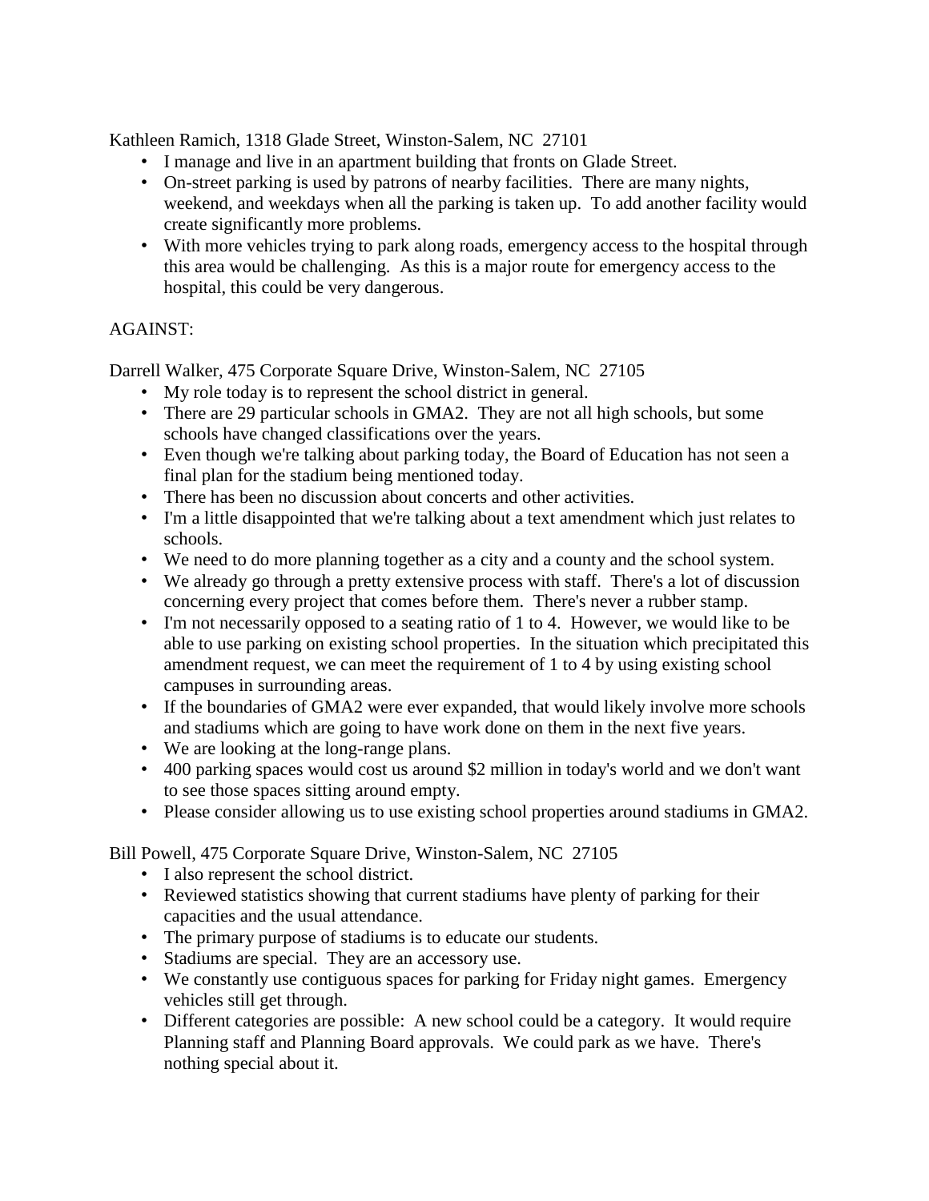Kathleen Ramich, 1318 Glade Street, Winston-Salem, NC 27101

- I manage and live in an apartment building that fronts on Glade Street.
- On-street parking is used by patrons of nearby facilities. There are many nights, weekend, and weekdays when all the parking is taken up. To add another facility would create significantly more problems.
- With more vehicles trying to park along roads, emergency access to the hospital through this area would be challenging. As this is a major route for emergency access to the hospital, this could be very dangerous.

AGAINST:

Darrell Walker, 475 Corporate Square Drive, Winston-Salem, NC 27105

- My role today is to represent the school district in general.
- There are 29 particular schools in GMA2. They are not all high schools, but some schools have changed classifications over the years.
- Even though we're talking about parking today, the Board of Education has not seen a final plan for the stadium being mentioned today.
- There has been no discussion about concerts and other activities.
- I'm a little disappointed that we're talking about a text amendment which just relates to schools.
- We need to do more planning together as a city and a county and the school system.
- We already go through a pretty extensive process with staff. There's a lot of discussion concerning every project that comes before them. There's never a rubber stamp.
- I'm not necessarily opposed to a seating ratio of 1 to 4. However, we would like to be able to use parking on existing school properties. In the situation which precipitated this amendment request, we can meet the requirement of 1 to 4 by using existing school campuses in surrounding areas.
- If the boundaries of GMA2 were ever expanded, that would likely involve more schools and stadiums which are going to have work done on them in the next five years.
- We are looking at the long-range plans.
- 400 parking spaces would cost us around $2 million in today's world and we don't want to see those spaces sitting around empty.
- Please consider allowing us to use existing school properties around stadiums in GMA2.

Bill Powell, 475 Corporate Square Drive, Winston-Salem, NC 27105

- I also represent the school district.
- Reviewed statistics showing that current stadiums have plenty of parking for their capacities and the usual attendance.
- The primary purpose of stadiums is to educate our students.
- Stadiums are special. They are an accessory use.
- We constantly use contiguous spaces for parking for Friday night games. Emergency vehicles still get through.
- Different categories are possible: A new school could be a category. It would require Planning staff and Planning Board approvals. We could park as we have. There's nothing special about it.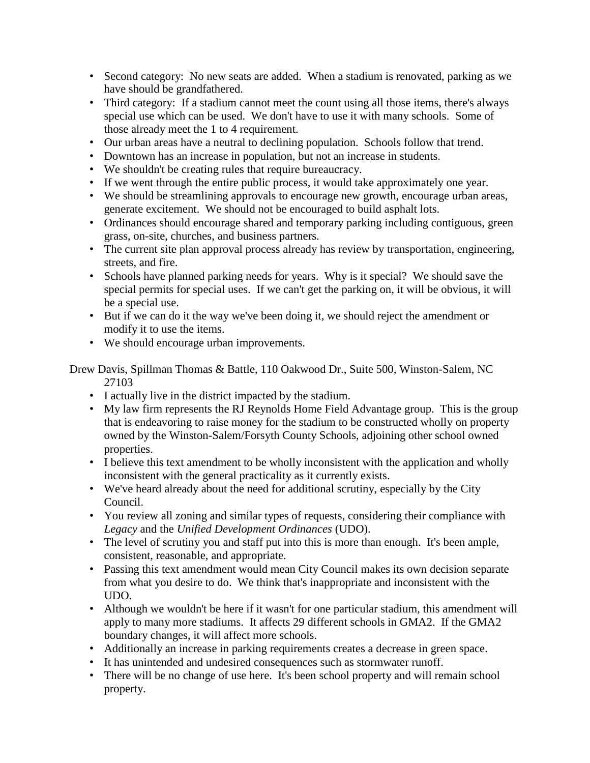- Second category: No new seats are added. When a stadium is renovated, parking as we have should be grandfathered.
- Third category: If a stadium cannot meet the count using all those items, there's always special use which can be used. We don't have to use it with many schools. Some of those already meet the 1 to 4 requirement.
- Our urban areas have a neutral to declining population. Schools follow that trend.
- Downtown has an increase in population, but not an increase in students.
- We shouldn't be creating rules that require bureaucracy.
- If we went through the entire public process, it would take approximately one year.
- We should be streamlining approvals to encourage new growth, encourage urban areas, generate excitement. We should not be encouraged to build asphalt lots.
- Ordinances should encourage shared and temporary parking including contiguous, green grass, on-site, churches, and business partners.
- The current site plan approval process already has review by transportation, engineering, streets, and fire.
- Schools have planned parking needs for years. Why is it special? We should save the special permits for special uses. If we can't get the parking on, it will be obvious, it will be a special use.
- But if we can do it the way we've been doing it, we should reject the amendment or modify it to use the items.
- We should encourage urban improvements.

Drew Davis, Spillman Thomas & Battle, 110 Oakwood Dr., Suite 500, Winston-Salem, NC 27103

- I actually live in the district impacted by the stadium.
- My law firm represents the RJ Reynolds Home Field Advantage group. This is the group that is endeavoring to raise money for the stadium to be constructed wholly on property owned by the Winston-Salem/Forsyth County Schools, adjoining other school owned properties.
- I believe this text amendment to be wholly inconsistent with the application and wholly inconsistent with the general practicality as it currently exists.
- We've heard already about the need for additional scrutiny, especially by the City Council.
- You review all zoning and similar types of requests, considering their compliance with *Legacy* and the *Unified Development Ordinances* (UDO).
- The level of scrutiny you and staff put into this is more than enough. It's been ample, consistent, reasonable, and appropriate.
- Passing this text amendment would mean City Council makes its own decision separate from what you desire to do. We think that's inappropriate and inconsistent with the UDO.
- Although we wouldn't be here if it wasn't for one particular stadium, this amendment will apply to many more stadiums. It affects 29 different schools in GMA2. If the GMA2 boundary changes, it will affect more schools.
- Additionally an increase in parking requirements creates a decrease in green space.
- It has unintended and undesired consequences such as stormwater runoff.
- There will be no change of use here. It's been school property and will remain school property.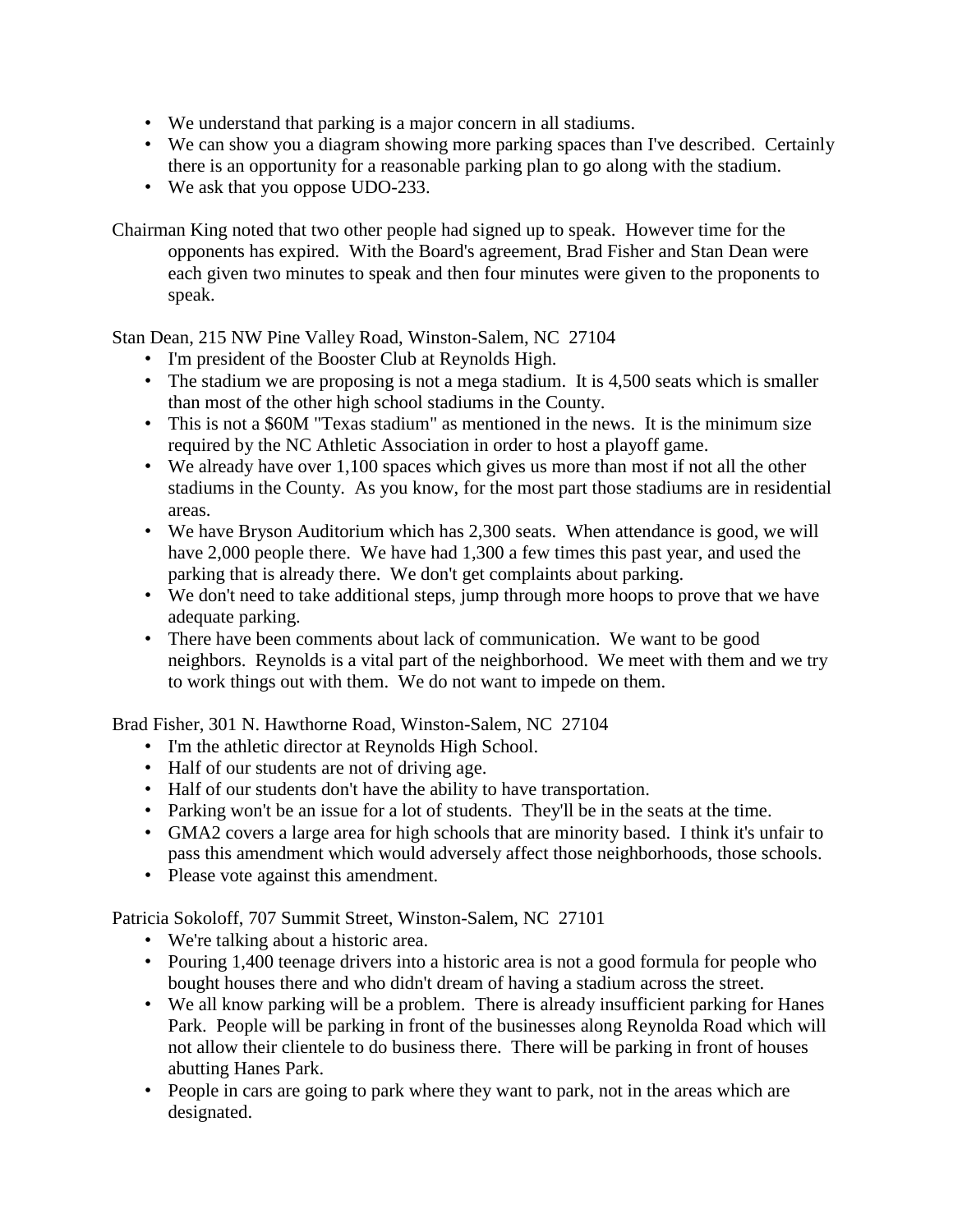- We understand that parking is a major concern in all stadiums.
- We can show you a diagram showing more parking spaces than I've described. Certainly there is an opportunity for a reasonable parking plan to go along with the stadium.
- We ask that you oppose UDO-233.

Chairman King noted that two other people had signed up to speak. However time for the opponents has expired. With the Board's agreement, Brad Fisher and Stan Dean were each given two minutes to speak and then four minutes were given to the proponents to speak.

Stan Dean, 215 NW Pine Valley Road, Winston-Salem, NC 27104

- I'm president of the Booster Club at Reynolds High.
- The stadium we are proposing is not a mega stadium. It is 4,500 seats which is smaller than most of the other high school stadiums in the County.
- This is not a $60M "Texas stadium" as mentioned in the news. It is the minimum size required by the NC Athletic Association in order to host a playoff game.
- We already have over 1,100 spaces which gives us more than most if not all the other stadiums in the County. As you know, for the most part those stadiums are in residential areas.
- We have Bryson Auditorium which has 2,300 seats. When attendance is good, we will have 2,000 people there. We have had 1,300 a few times this past year, and used the parking that is already there. We don't get complaints about parking.
- We don't need to take additional steps, jump through more hoops to prove that we have adequate parking.
- There have been comments about lack of communication. We want to be good neighbors. Reynolds is a vital part of the neighborhood. We meet with them and we try to work things out with them. We do not want to impede on them.

Brad Fisher, 301 N. Hawthorne Road, Winston-Salem, NC 27104

- I'm the athletic director at Reynolds High School.
- Half of our students are not of driving age.
- Half of our students don't have the ability to have transportation.
- Parking won't be an issue for a lot of students. They'll be in the seats at the time.
- GMA2 covers a large area for high schools that are minority based. I think it's unfair to pass this amendment which would adversely affect those neighborhoods, those schools.
- Please vote against this amendment.

Patricia Sokoloff, 707 Summit Street, Winston-Salem, NC 27101

- We're talking about a historic area.
- Pouring 1,400 teenage drivers into a historic area is not a good formula for people who bought houses there and who didn't dream of having a stadium across the street.
- We all know parking will be a problem. There is already insufficient parking for Hanes Park. People will be parking in front of the businesses along Reynolda Road which will not allow their clientele to do business there. There will be parking in front of houses abutting Hanes Park.
- People in cars are going to park where they want to park, not in the areas which are designated.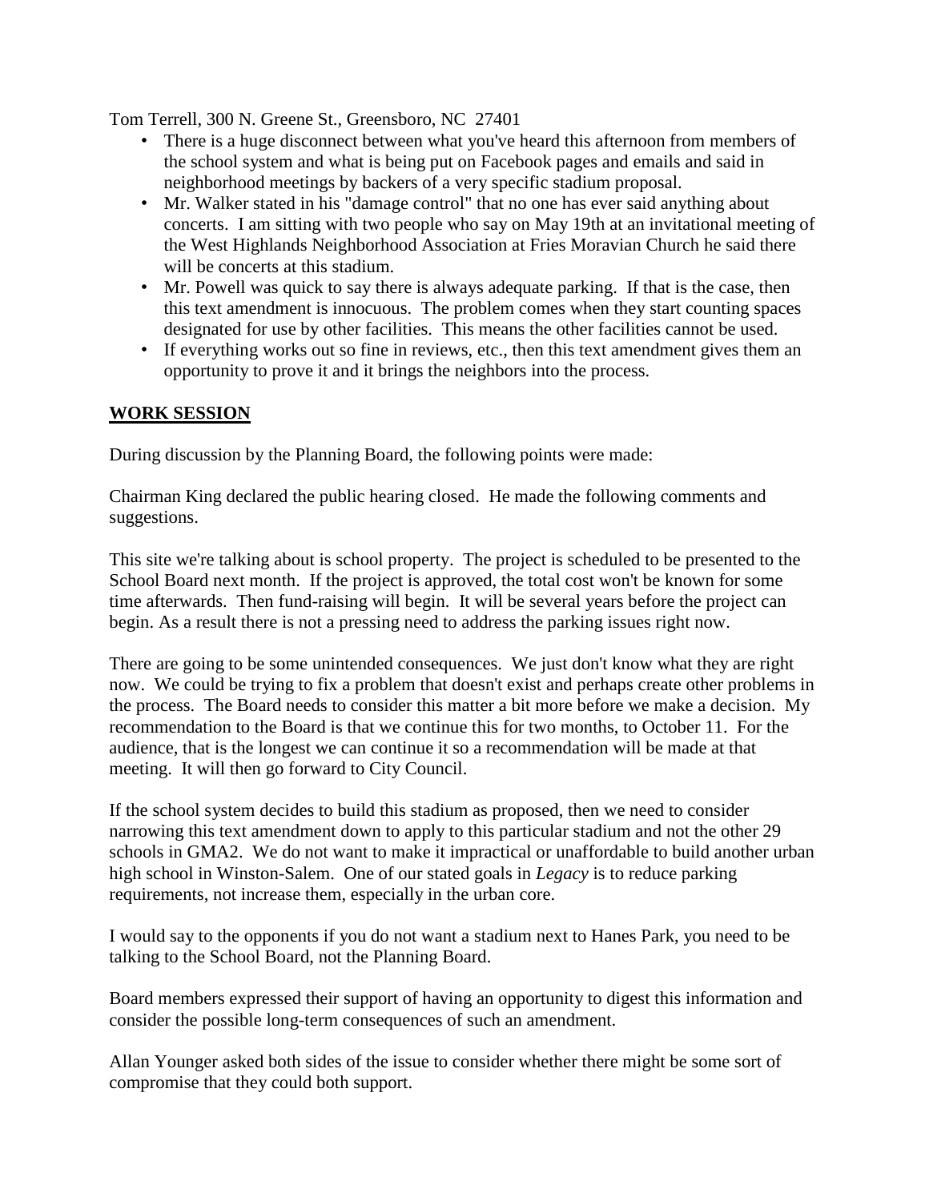Tom Terrell, 300 N. Greene St., Greensboro, NC 27401

- There is a huge disconnect between what you've heard this afternoon from members of the school system and what is being put on Facebook pages and emails and said in neighborhood meetings by backers of a very specific stadium proposal.
- Mr. Walker stated in his "damage control" that no one has ever said anything about concerts. I am sitting with two people who say on May 19th at an invitational meeting of the West Highlands Neighborhood Association at Fries Moravian Church he said there will be concerts at this stadium.
- Mr. Powell was quick to say there is always adequate parking. If that is the case, then this text amendment is innocuous. The problem comes when they start counting spaces designated for use by other facilities. This means the other facilities cannot be used.
- If everything works out so fine in reviews, etc., then this text amendment gives them an opportunity to prove it and it brings the neighbors into the process.

## WORK SESSION

During discussion by the Planning Board, the following points were made:

Chairman King declared the public hearing closed. He made the following comments and suggestions.

This site we're talking about is school property. The project is scheduled to be presented to the School Board next month. If the project is approved, the total cost won't be known for some time afterwards. Then fund-raising will begin. It will be several years before the project can begin. As a result there is not a pressing need to address the parking issues right now.

There are going to be some unintended consequences. We just don't know what they are right now. We could be trying to fix a problem that doesn't exist and perhaps create other problems in the process. The Board needs to consider this matter a bit more before we make a decision. My recommendation to the Board is that we continue this for two months, to October 11. For the audience, that is the longest we can continue it so a recommendation will be made at that meeting. It will then go forward to City Council.

If the school system decides to build this stadium as proposed, then we need to consider narrowing this text amendment down to apply to this particular stadium and not the other 29 schools in GMA2. We do not want to make it impractical or unaffordable to build another urban high school in Winston-Salem. One of our stated goals in *Legacy* is to reduce parking requirements, not increase them, especially in the urban core.

I would say to the opponents if you do not want a stadium next to Hanes Park, you need to be talking to the School Board, not the Planning Board.

Board members expressed their support of having an opportunity to digest this information and consider the possible long-term consequences of such an amendment.

Allan Younger asked both sides of the issue to consider whether there might be some sort of compromise that they could both support.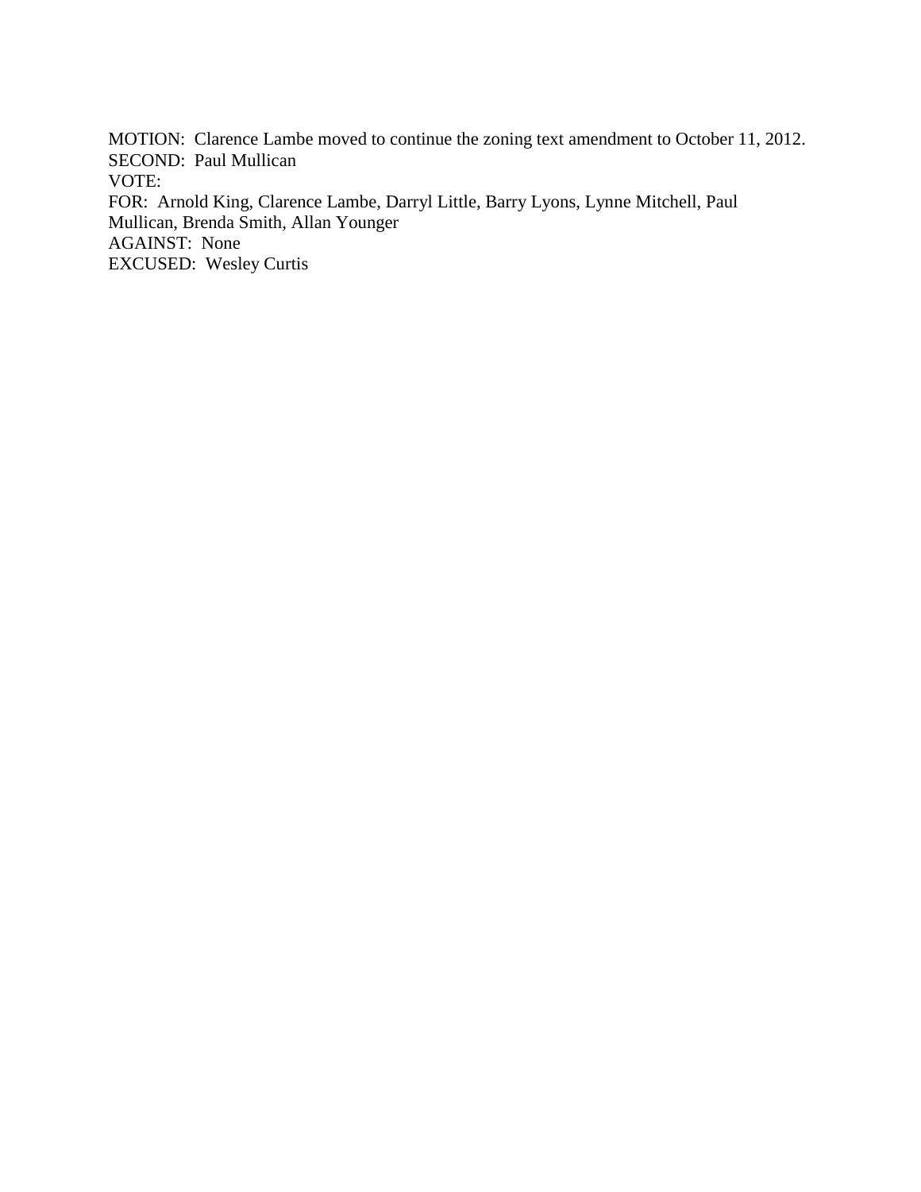MOTION: Clarence Lambe moved to continue the zoning text amendment to October 11, 2012.
SECOND: Paul Mullican
VOTE:
FOR: Arnold King, Clarence Lambe, Darryl Little, Barry Lyons, Lynne Mitchell, Paul Mullican, Brenda Smith, Allan Younger
AGAINST: None
EXCUSED: Wesley Curtis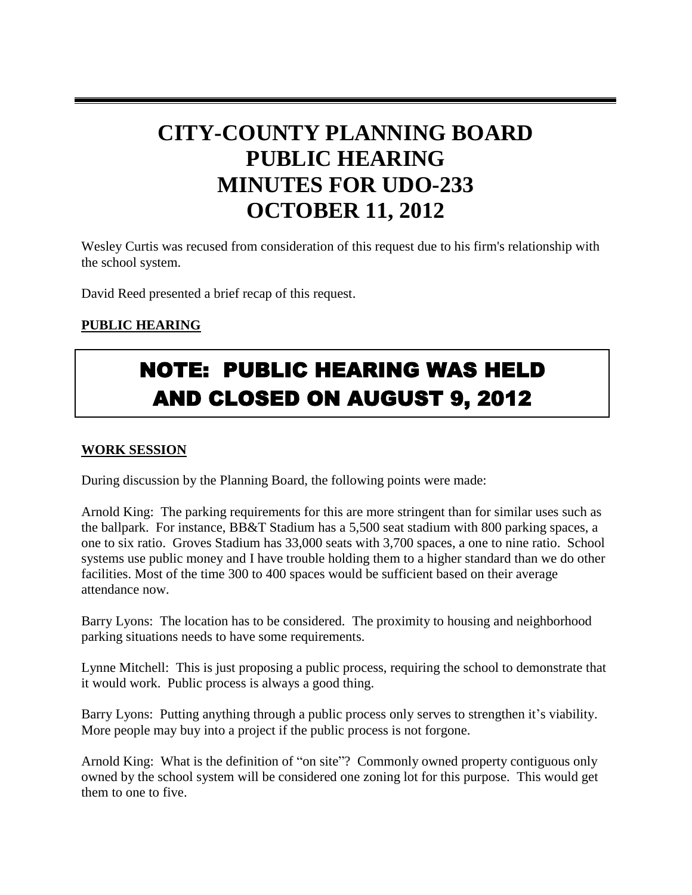# CITY-COUNTY PLANNING BOARD PUBLIC HEARING MINUTES FOR UDO-233 OCTOBER 11, 2012

Wesley Curtis was recused from consideration of this request due to his firm's relationship with the school system.

David Reed presented a brief recap of this request.

**PUBLIC HEARING**

**NOTE: PUBLIC HEARING WAS HELD AND CLOSED ON AUGUST 9, 2012**

**WORK SESSION**

During discussion by the Planning Board, the following points were made:

Arnold King: The parking requirements for this are more stringent than for similar uses such as the ballpark. For instance, BB&T Stadium has a 5,500 seat stadium with 800 parking spaces, a one to six ratio. Groves Stadium has 33,000 seats with 3,700 spaces, a one to nine ratio. School systems use public money and I have trouble holding them to a higher standard than we do other facilities. Most of the time 300 to 400 spaces would be sufficient based on their average attendance now.

Barry Lyons: The location has to be considered. The proximity to housing and neighborhood parking situations needs to have some requirements.

Lynne Mitchell: This is just proposing a public process, requiring the school to demonstrate that it would work. Public process is always a good thing.

Barry Lyons: Putting anything through a public process only serves to strengthen it's viability. More people may buy into a project if the public process is not forgone.

Arnold King: What is the definition of "on site"? Commonly owned property contiguous only owned by the school system will be considered one zoning lot for this purpose. This would get them to one to five.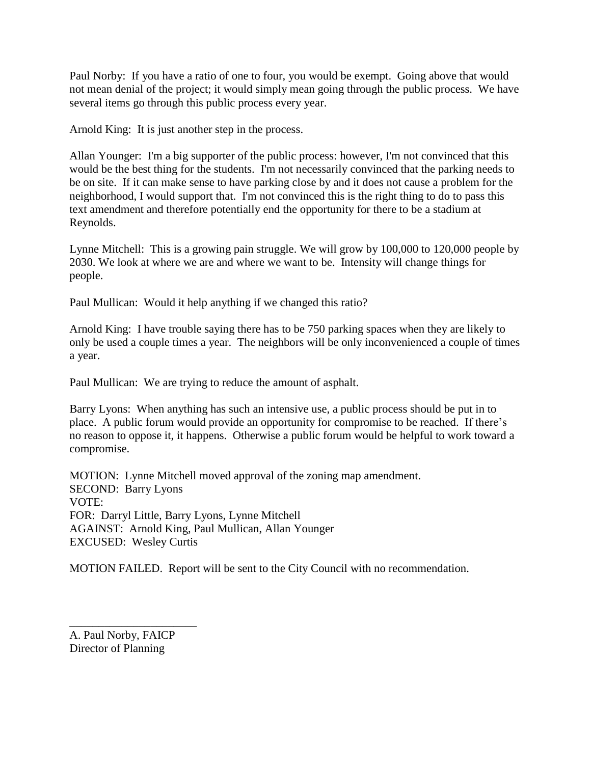Paul Norby: If you have a ratio of one to four, you would be exempt. Going above that would not mean denial of the project; it would simply mean going through the public process. We have several items go through this public process every year.

Arnold King: It is just another step in the process.

Allan Younger: I'm a big supporter of the public process: however, I'm not convinced that this would be the best thing for the students. I'm not necessarily convinced that the parking needs to be on site. If it can make sense to have parking close by and it does not cause a problem for the neighborhood, I would support that. I'm not convinced this is the right thing to do to pass this text amendment and therefore potentially end the opportunity for there to be a stadium at Reynolds.

Lynne Mitchell: This is a growing pain struggle. We will grow by 100,000 to 120,000 people by 2030. We look at where we are and where we want to be. Intensity will change things for people.

Paul Mullican: Would it help anything if we changed this ratio?

Arnold King: I have trouble saying there has to be 750 parking spaces when they are likely to only be used a couple times a year. The neighbors will be only inconvenienced a couple of times a year.

Paul Mullican: We are trying to reduce the amount of asphalt.

Barry Lyons: When anything has such an intensive use, a public process should be put in to place. A public forum would provide an opportunity for compromise to be reached. If there's no reason to oppose it, it happens. Otherwise a public forum would be helpful to work toward a compromise.

MOTION: Lynne Mitchell moved approval of the zoning map amendment.
SECOND: Barry Lyons
VOTE:
FOR: Darryl Little, Barry Lyons, Lynne Mitchell
AGAINST: Arnold King, Paul Mullican, Allan Younger
EXCUSED: Wesley Curtis

MOTION FAILED. Report will be sent to the City Council with no recommendation.

\_\_\_\_\_\_\_\_\_\_\_\_\_\_\_\_\_\_\_\_\_\_

A. Paul Norby, FAICP
Director of Planning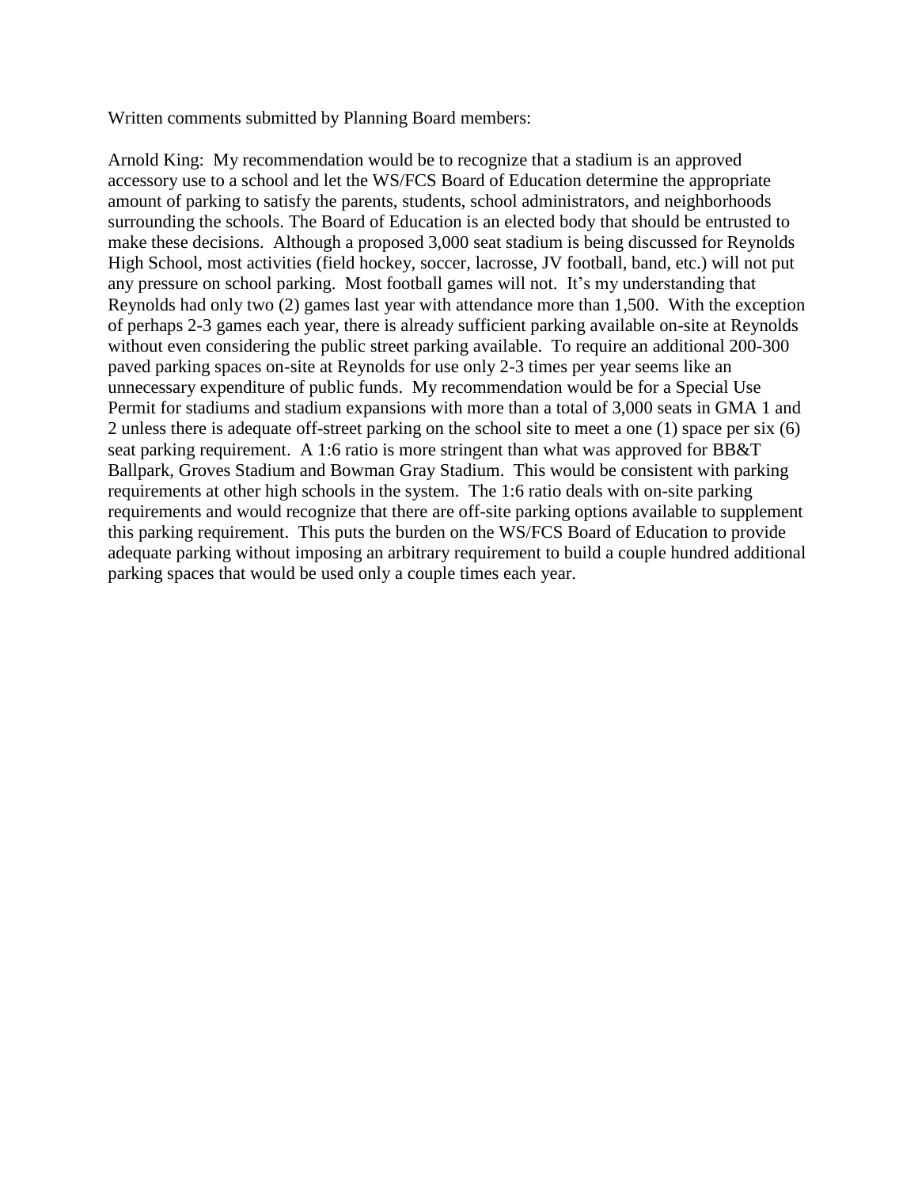Written comments submitted by Planning Board members:

Arnold King: My recommendation would be to recognize that a stadium is an approved accessory use to a school and let the WS/FCS Board of Education determine the appropriate amount of parking to satisfy the parents, students, school administrators, and neighborhoods surrounding the schools. The Board of Education is an elected body that should be entrusted to make these decisions. Although a proposed 3,000 seat stadium is being discussed for Reynolds High School, most activities (field hockey, soccer, lacrosse, JV football, band, etc.) will not put any pressure on school parking. Most football games will not. It's my understanding that Reynolds had only two (2) games last year with attendance more than 1,500. With the exception of perhaps 2-3 games each year, there is already sufficient parking available on-site at Reynolds without even considering the public street parking available. To require an additional 200-300 paved parking spaces on-site at Reynolds for use only 2-3 times per year seems like an unnecessary expenditure of public funds. My recommendation would be for a Special Use Permit for stadiums and stadium expansions with more than a total of 3,000 seats in GMA 1 and 2 unless there is adequate off-street parking on the school site to meet a one (1) space per six (6) seat parking requirement. A 1:6 ratio is more stringent than what was approved for BB&T Ballpark, Groves Stadium and Bowman Gray Stadium. This would be consistent with parking requirements at other high schools in the system. The 1:6 ratio deals with on-site parking requirements and would recognize that there are off-site parking options available to supplement this parking requirement. This puts the burden on the WS/FCS Board of Education to provide adequate parking without imposing an arbitrary requirement to build a couple hundred additional parking spaces that would be used only a couple times each year.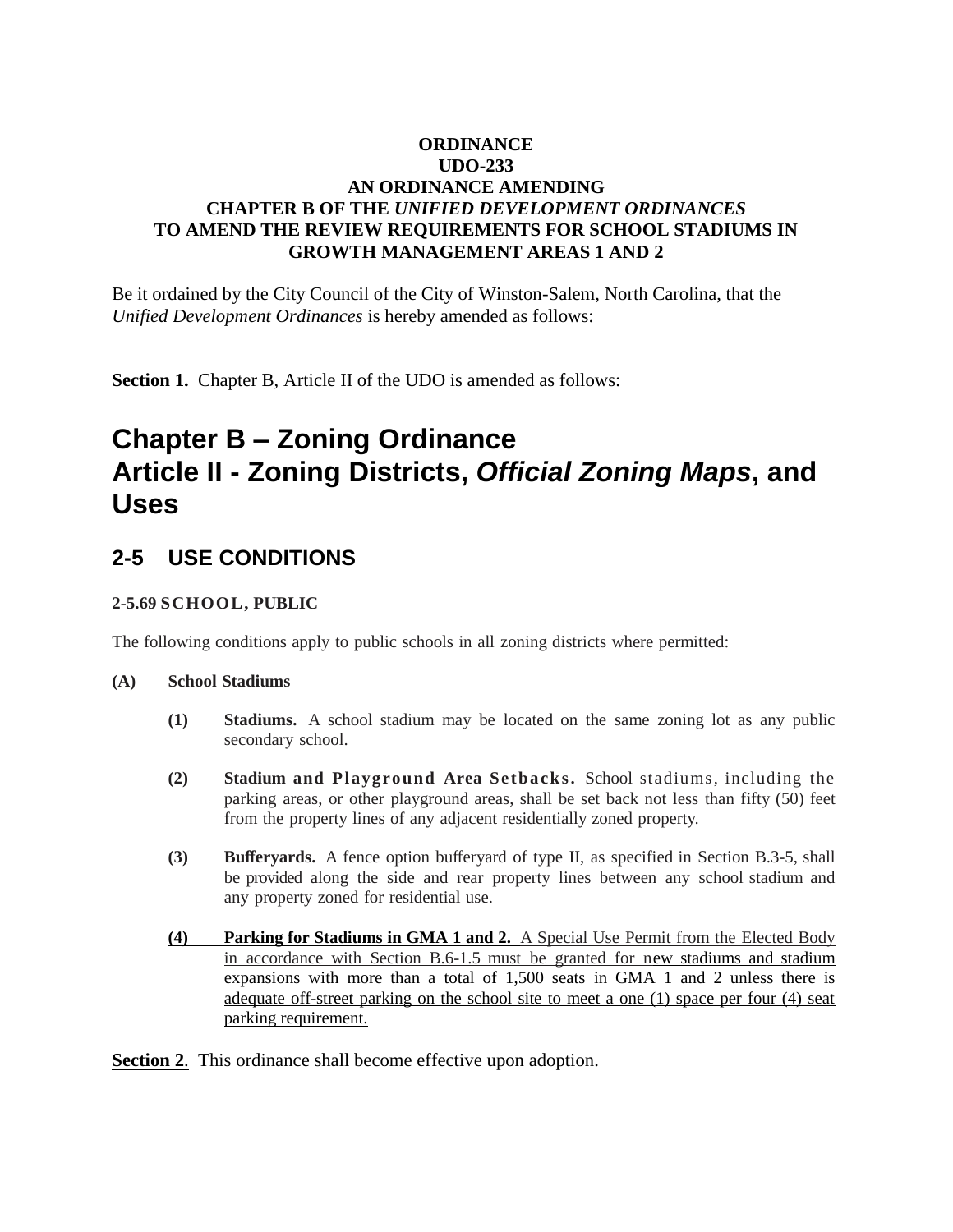**ORDINANCE**
**UDO-233**
**AN ORDINANCE AMENDING**
**CHAPTER B OF THE *UNIFIED DEVELOPMENT ORDINANCES***
**TO AMEND THE REVIEW REQUIREMENTS FOR SCHOOL STADIUMS IN GROWTH MANAGEMENT AREAS 1 AND 2**

Be it ordained by the City Council of the City of Winston-Salem, North Carolina, that the *Unified Development Ordinances* is hereby amended as follows:

**Section 1.** Chapter B, Article II of the UDO is amended as follows:

# Chapter B – Zoning Ordinance
# Article II - Zoning Districts, *Official Zoning Maps*, and Uses

## 2-5 USE CONDITIONS

### 2-5.69 SCHOOL, PUBLIC

The following conditions apply to public schools in all zoning districts where permitted:

**(A) School Stadiums**

- **(1) Stadiums.** A school stadium may be located on the same zoning lot as any public secondary school.

- **(2) Stadium and Playground Area Setbacks.** School stadiums, including the parking areas, or other playground areas, shall be set back not less than fifty (50) feet from the property lines of any adjacent residentially zoned property.

- **(3) Bufferyards.** A fence option bufferyard of type II, as specified in Section B.3-5, shall be provided along the side and rear property lines between any school stadium and any property zoned for residential use.

- <u>**(4) Parking for Stadiums in GMA 1 and 2.** A Special Use Permit from the Elected Body in accordance with Section B.6-1.5 must be granted for new stadiums and stadium expansions with more than a total of 1,500 seats in GMA 1 and 2 unless there is adequate off-street parking on the school site to meet a one (1) space per four (4) seat parking requirement.</u>

<u>**Section 2**</u>. This ordinance shall become effective upon adoption.